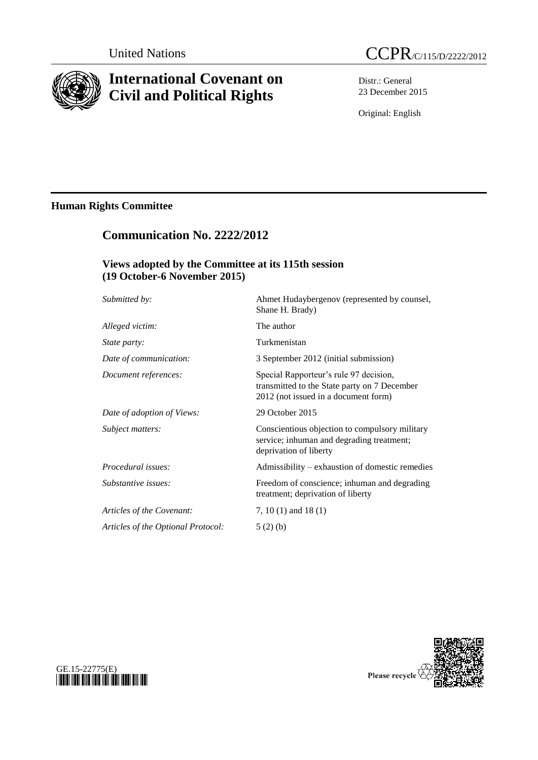United Nations

CCPR/C/115/D/2222/2012

# International Covenant on Civil and Political Rights

Distr.: General
23 December 2015

Original: English

## Human Rights Committee

## Communication No. 2222/2012

### Views adopted by the Committee at its 115th session (19 October-6 November 2015)

| | |
|---|---|
| *Submitted by:* | Ahmet Hudaybergenov (represented by counsel, Shane H. Brady) |
| *Alleged victim:* | The author |
| *State party:* | Turkmenistan |
| *Date of communication:* | 3 September 2012 (initial submission) |
| *Document references:* | Special Rapporteur's rule 97 decision, transmitted to the State party on 7 December 2012 (not issued in a document form) |
| *Date of adoption of Views:* | 29 October 2015 |
| *Subject matters:* | Conscientious objection to compulsory military service; inhuman and degrading treatment; deprivation of liberty |
| *Procedural issues:* | Admissibility – exhaustion of domestic remedies |
| *Substantive issues:* | Freedom of conscience; inhuman and degrading treatment; deprivation of liberty |
| *Articles of the Covenant:* | 7, 10 (1) and 18 (1) |
| *Articles of the Optional Protocol:* | 5 (2) (b) |

GE.15-22775(E)

Please recycle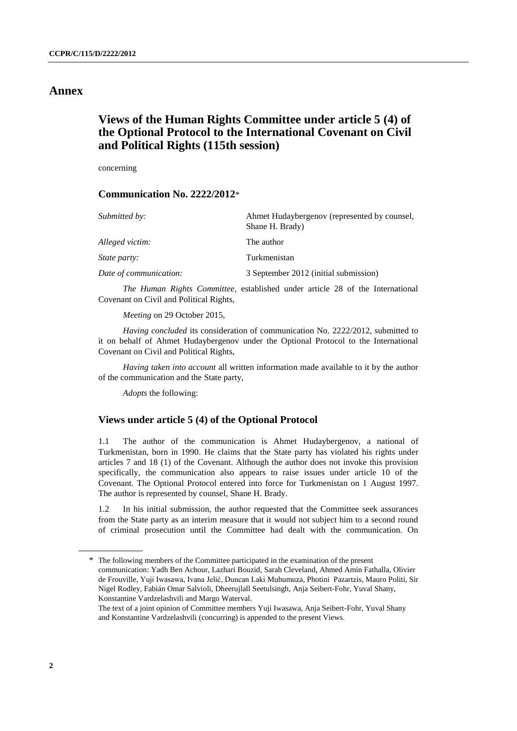# Annex

## Views of the Human Rights Committee under article 5 (4) of the Optional Protocol to the International Covenant on Civil and Political Rights (115th session)

concerning

### Communication No. 2222/2012*

| | |
|---|---|
| *Submitted by:* | Ahmet Hudaybergenov (represented by counsel, Shane H. Brady) |
| *Alleged victim:* | The author |
| *State party:* | Turkmenistan |
| *Date of communication:* | 3 September 2012 (initial submission) |

*The Human Rights Committee*, established under article 28 of the International Covenant on Civil and Political Rights,

*Meeting* on 29 October 2015,

*Having concluded* its consideration of communication No. 2222/2012, submitted to it on behalf of Ahmet Hudaybergenov under the Optional Protocol to the International Covenant on Civil and Political Rights,

*Having taken into account* all written information made available to it by the author of the communication and the State party,

*Adopts* the following:

### Views under article 5 (4) of the Optional Protocol

1.1 The author of the communication is Ahmet Hudaybergenov, a national of Turkmenistan, born in 1990. He claims that the State party has violated his rights under articles 7 and 18 (1) of the Covenant. Although the author does not invoke this provision specifically, the communication also appears to raise issues under article 10 of the Covenant. The Optional Protocol entered into force for Turkmenistan on 1 August 1997. The author is represented by counsel, Shane H. Brady.

1.2 In his initial submission, the author requested that the Committee seek assurances from the State party as an interim measure that it would not subject him to a second round of criminal prosecution until the Committee had dealt with the communication. On

---

\* The following members of the Committee participated in the examination of the present communication: Yadh Ben Achour, Lazhari Bouzid, Sarah Cleveland, Ahmed Amin Fathalla, Olivier de Frouville, Yuji Iwasawa, Ivana Jelić, Duncan Laki Muhumuza, Photini Pazartzis, Mauro Politi, Sir Nigel Rodley, Fabián Omar Salvioli, Dheerujlall Seetulsingh, Anja Seibert-Fohr, Yuval Shany, Konstantine Vardzelashvili and Margo Waterval.

The text of a joint opinion of Committee members Yuji Iwasawa, Anja Seibert-Fohr, Yuval Shany and Konstantine Vardzelashvili (concurring) is appended to the present Views.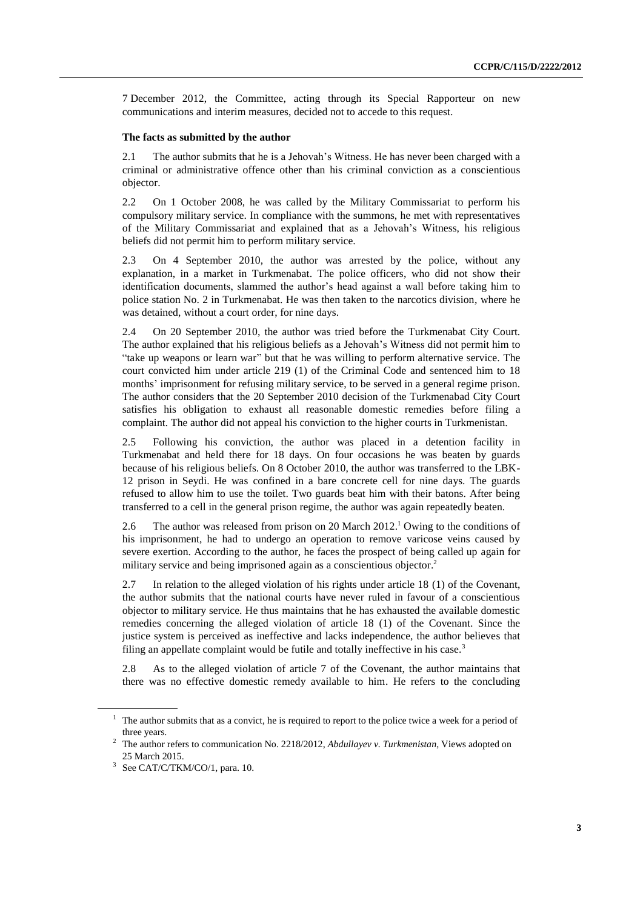7 December 2012, the Committee, acting through its Special Rapporteur on new communications and interim measures, decided not to accede to this request.

### The facts as submitted by the author

2.1 The author submits that he is a Jehovah's Witness. He has never been charged with a criminal or administrative offence other than his criminal conviction as a conscientious objector.

2.2 On 1 October 2008, he was called by the Military Commissariat to perform his compulsory military service. In compliance with the summons, he met with representatives of the Military Commissariat and explained that as a Jehovah's Witness, his religious beliefs did not permit him to perform military service.

2.3 On 4 September 2010, the author was arrested by the police, without any explanation, in a market in Turkmenabat. The police officers, who did not show their identification documents, slammed the author's head against a wall before taking him to police station No. 2 in Turkmenabat. He was then taken to the narcotics division, where he was detained, without a court order, for nine days.

2.4 On 20 September 2010, the author was tried before the Turkmenabat City Court. The author explained that his religious beliefs as a Jehovah's Witness did not permit him to "take up weapons or learn war" but that he was willing to perform alternative service. The court convicted him under article 219 (1) of the Criminal Code and sentenced him to 18 months' imprisonment for refusing military service, to be served in a general regime prison. The author considers that the 20 September 2010 decision of the Turkmenabad City Court satisfies his obligation to exhaust all reasonable domestic remedies before filing a complaint. The author did not appeal his conviction to the higher courts in Turkmenistan.

2.5 Following his conviction, the author was placed in a detention facility in Turkmenabat and held there for 18 days. On four occasions he was beaten by guards because of his religious beliefs. On 8 October 2010, the author was transferred to the LBK-12 prison in Seydi. He was confined in a bare concrete cell for nine days. The guards refused to allow him to use the toilet. Two guards beat him with their batons. After being transferred to a cell in the general prison regime, the author was again repeatedly beaten.

2.6 The author was released from prison on 20 March 2012.[1] Owing to the conditions of his imprisonment, he had to undergo an operation to remove varicose veins caused by severe exertion. According to the author, he faces the prospect of being called up again for military service and being imprisoned again as a conscientious objector.[2]

2.7 In relation to the alleged violation of his rights under article 18 (1) of the Covenant, the author submits that the national courts have never ruled in favour of a conscientious objector to military service. He thus maintains that he has exhausted the available domestic remedies concerning the alleged violation of article 18 (1) of the Covenant. Since the justice system is perceived as ineffective and lacks independence, the author believes that filing an appellate complaint would be futile and totally ineffective in his case.[3]

2.8 As to the alleged violation of article 7 of the Covenant, the author maintains that there was no effective domestic remedy available to him. He refers to the concluding

---

[1] The author submits that as a convict, he is required to report to the police twice a week for a period of three years.

[2] The author refers to communication No. 2218/2012, *Abdullayev v. Turkmenistan*, Views adopted on 25 March 2015.

[3] See CAT/C/TKM/CO/1, para. 10.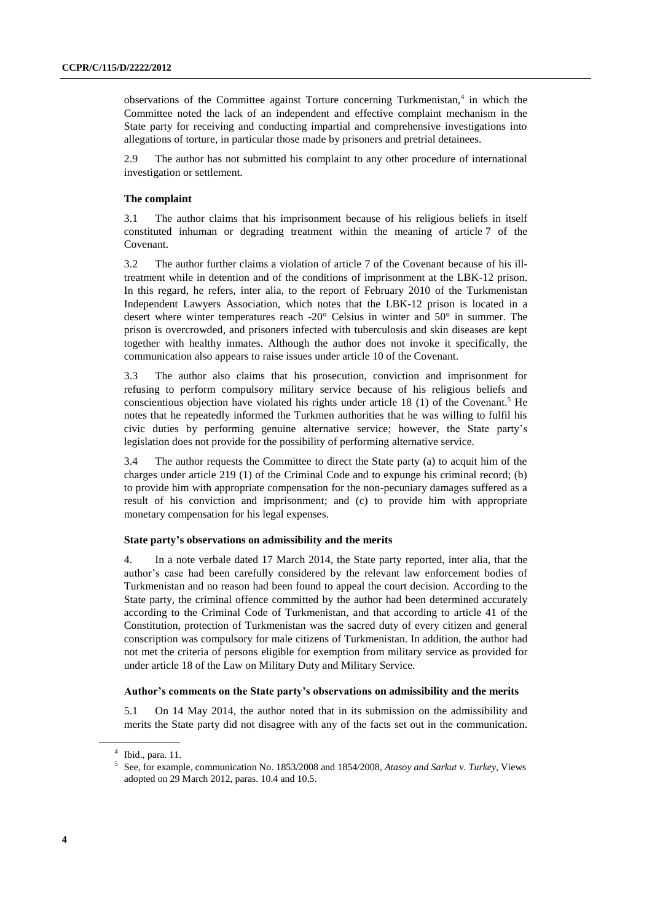observations of the Committee against Torture concerning Turkmenistan,[4] in which the Committee noted the lack of an independent and effective complaint mechanism in the State party for receiving and conducting impartial and comprehensive investigations into allegations of torture, in particular those made by prisoners and pretrial detainees.

2.9 The author has not submitted his complaint to any other procedure of international investigation or settlement.

### The complaint

3.1 The author claims that his imprisonment because of his religious beliefs in itself constituted inhuman or degrading treatment within the meaning of article 7 of the Covenant.

3.2 The author further claims a violation of article 7 of the Covenant because of his ill-treatment while in detention and of the conditions of imprisonment at the LBK-12 prison. In this regard, he refers, inter alia, to the report of February 2010 of the Turkmenistan Independent Lawyers Association, which notes that the LBK-12 prison is located in a desert where winter temperatures reach -20° Celsius in winter and 50° in summer. The prison is overcrowded, and prisoners infected with tuberculosis and skin diseases are kept together with healthy inmates. Although the author does not invoke it specifically, the communication also appears to raise issues under article 10 of the Covenant.

3.3 The author also claims that his prosecution, conviction and imprisonment for refusing to perform compulsory military service because of his religious beliefs and conscientious objection have violated his rights under article 18 (1) of the Covenant.[5] He notes that he repeatedly informed the Turkmen authorities that he was willing to fulfil his civic duties by performing genuine alternative service; however, the State party's legislation does not provide for the possibility of performing alternative service.

3.4 The author requests the Committee to direct the State party (a) to acquit him of the charges under article 219 (1) of the Criminal Code and to expunge his criminal record; (b) to provide him with appropriate compensation for the non-pecuniary damages suffered as a result of his conviction and imprisonment; and (c) to provide him with appropriate monetary compensation for his legal expenses.

### State party's observations on admissibility and the merits

4. In a note verbale dated 17 March 2014, the State party reported, inter alia, that the author's case had been carefully considered by the relevant law enforcement bodies of Turkmenistan and no reason had been found to appeal the court decision. According to the State party, the criminal offence committed by the author had been determined accurately according to the Criminal Code of Turkmenistan, and that according to article 41 of the Constitution, protection of Turkmenistan was the sacred duty of every citizen and general conscription was compulsory for male citizens of Turkmenistan. In addition, the author had not met the criteria of persons eligible for exemption from military service as provided for under article 18 of the Law on Military Duty and Military Service.

### Author's comments on the State party's observations on admissibility and the merits

5.1 On 14 May 2014, the author noted that in its submission on the admissibility and merits the State party did not disagree with any of the facts set out in the communication.

---

[4] Ibid., para. 11.

[5] See, for example, communication No. 1853/2008 and 1854/2008, *Atasoy and Sarkut v. Turkey*, Views adopted on 29 March 2012, paras. 10.4 and 10.5.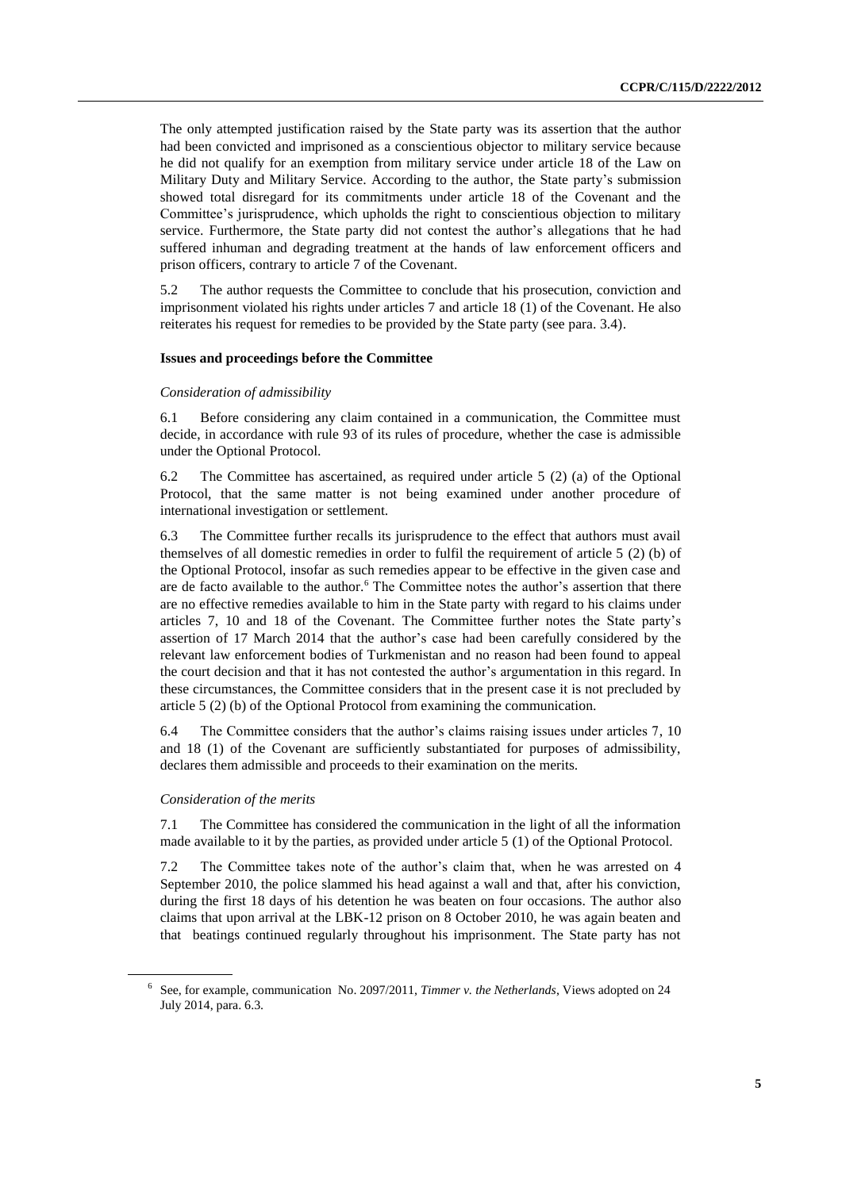The only attempted justification raised by the State party was its assertion that the author had been convicted and imprisoned as a conscientious objector to military service because he did not qualify for an exemption from military service under article 18 of the Law on Military Duty and Military Service. According to the author, the State party's submission showed total disregard for its commitments under article 18 of the Covenant and the Committee's jurisprudence, which upholds the right to conscientious objection to military service. Furthermore, the State party did not contest the author's allegations that he had suffered inhuman and degrading treatment at the hands of law enforcement officers and prison officers, contrary to article 7 of the Covenant.

5.2 The author requests the Committee to conclude that his prosecution, conviction and imprisonment violated his rights under articles 7 and article 18 (1) of the Covenant. He also reiterates his request for remedies to be provided by the State party (see para. 3.4).

### Issues and proceedings before the Committee

#### *Consideration of admissibility*

6.1 Before considering any claim contained in a communication, the Committee must decide, in accordance with rule 93 of its rules of procedure, whether the case is admissible under the Optional Protocol.

6.2 The Committee has ascertained, as required under article 5 (2) (a) of the Optional Protocol, that the same matter is not being examined under another procedure of international investigation or settlement.

6.3 The Committee further recalls its jurisprudence to the effect that authors must avail themselves of all domestic remedies in order to fulfil the requirement of article 5 (2) (b) of the Optional Protocol, insofar as such remedies appear to be effective in the given case and are de facto available to the author.[6] The Committee notes the author's assertion that there are no effective remedies available to him in the State party with regard to his claims under articles 7, 10 and 18 of the Covenant. The Committee further notes the State party's assertion of 17 March 2014 that the author's case had been carefully considered by the relevant law enforcement bodies of Turkmenistan and no reason had been found to appeal the court decision and that it has not contested the author's argumentation in this regard. In these circumstances, the Committee considers that in the present case it is not precluded by article 5 (2) (b) of the Optional Protocol from examining the communication.

6.4 The Committee considers that the author's claims raising issues under articles 7, 10 and 18 (1) of the Covenant are sufficiently substantiated for purposes of admissibility, declares them admissible and proceeds to their examination on the merits.

#### *Consideration of the merits*

7.1 The Committee has considered the communication in the light of all the information made available to it by the parties, as provided under article 5 (1) of the Optional Protocol.

7.2 The Committee takes note of the author's claim that, when he was arrested on 4 September 2010, the police slammed his head against a wall and that, after his conviction, during the first 18 days of his detention he was beaten on four occasions. The author also claims that upon arrival at the LBK-12 prison on 8 October 2010, he was again beaten and that beatings continued regularly throughout his imprisonment. The State party has not

---

[6] See, for example, communication No. 2097/2011, *Timmer v. the Netherlands*, Views adopted on 24 July 2014, para. 6.3.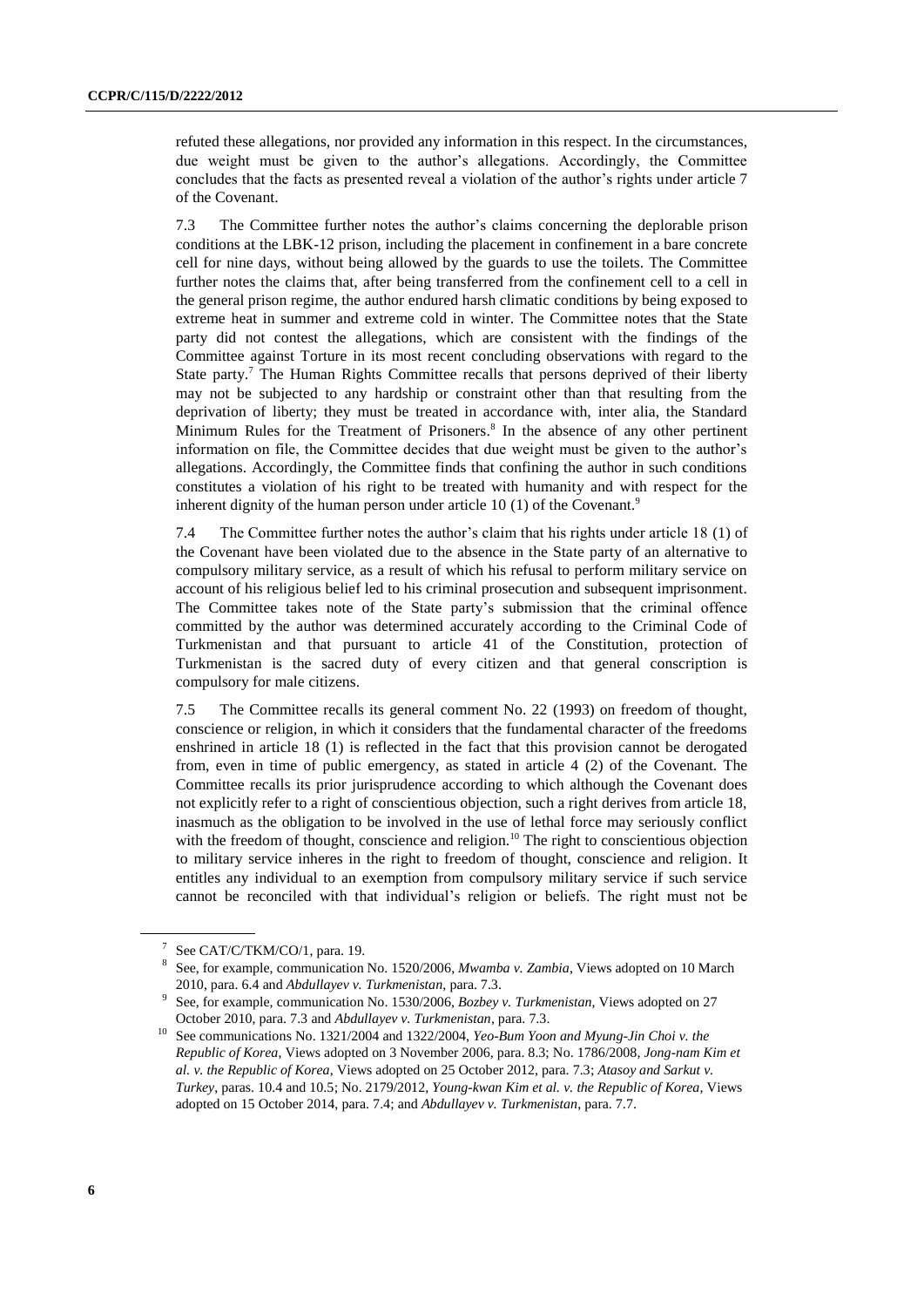refuted these allegations, nor provided any information in this respect. In the circumstances, due weight must be given to the author's allegations. Accordingly, the Committee concludes that the facts as presented reveal a violation of the author's rights under article 7 of the Covenant.

7.3 The Committee further notes the author's claims concerning the deplorable prison conditions at the LBK-12 prison, including the placement in confinement in a bare concrete cell for nine days, without being allowed by the guards to use the toilets. The Committee further notes the claims that, after being transferred from the confinement cell to a cell in the general prison regime, the author endured harsh climatic conditions by being exposed to extreme heat in summer and extreme cold in winter. The Committee notes that the State party did not contest the allegations, which are consistent with the findings of the Committee against Torture in its most recent concluding observations with regard to the State party.[7] The Human Rights Committee recalls that persons deprived of their liberty may not be subjected to any hardship or constraint other than that resulting from the deprivation of liberty; they must be treated in accordance with, inter alia, the Standard Minimum Rules for the Treatment of Prisoners.[8] In the absence of any other pertinent information on file, the Committee decides that due weight must be given to the author's allegations. Accordingly, the Committee finds that confining the author in such conditions constitutes a violation of his right to be treated with humanity and with respect for the inherent dignity of the human person under article 10 (1) of the Covenant.[9]

7.4 The Committee further notes the author's claim that his rights under article 18 (1) of the Covenant have been violated due to the absence in the State party of an alternative to compulsory military service, as a result of which his refusal to perform military service on account of his religious belief led to his criminal prosecution and subsequent imprisonment. The Committee takes note of the State party's submission that the criminal offence committed by the author was determined accurately according to the Criminal Code of Turkmenistan and that pursuant to article 41 of the Constitution, protection of Turkmenistan is the sacred duty of every citizen and that general conscription is compulsory for male citizens.

7.5 The Committee recalls its general comment No. 22 (1993) on freedom of thought, conscience or religion, in which it considers that the fundamental character of the freedoms enshrined in article 18 (1) is reflected in the fact that this provision cannot be derogated from, even in time of public emergency, as stated in article 4 (2) of the Covenant. The Committee recalls its prior jurisprudence according to which although the Covenant does not explicitly refer to a right of conscientious objection, such a right derives from article 18, inasmuch as the obligation to be involved in the use of lethal force may seriously conflict with the freedom of thought, conscience and religion.[10] The right to conscientious objection to military service inheres in the right to freedom of thought, conscience and religion. It entitles any individual to an exemption from compulsory military service if such service cannot be reconciled with that individual's religion or beliefs. The right must not be

---

[7] See CAT/C/TKM/CO/1, para. 19.

[8] See, for example, communication No. 1520/2006, *Mwamba v. Zambia*, Views adopted on 10 March 2010, para. 6.4 and *Abdullayev v. Turkmenistan*, para. 7.3.

[9] See, for example, communication No. 1530/2006, *Bozbey v. Turkmenistan*, Views adopted on 27 October 2010, para. 7.3 and *Abdullayev v. Turkmenistan*, para. 7.3.

[10] See communications No. 1321/2004 and 1322/2004, *Yeo-Bum Yoon and Myung-Jin Choi v. the Republic of Korea*, Views adopted on 3 November 2006, para. 8.3; No. 1786/2008, *Jong-nam Kim et al. v. the Republic of Korea*, Views adopted on 25 October 2012, para. 7.3; *Atasoy and Sarkut v. Turkey*, paras. 10.4 and 10.5; No. 2179/2012, *Young-kwan Kim et al. v. the Republic of Korea*, Views adopted on 15 October 2014, para. 7.4; and *Abdullayev v. Turkmenistan*, para. 7.7.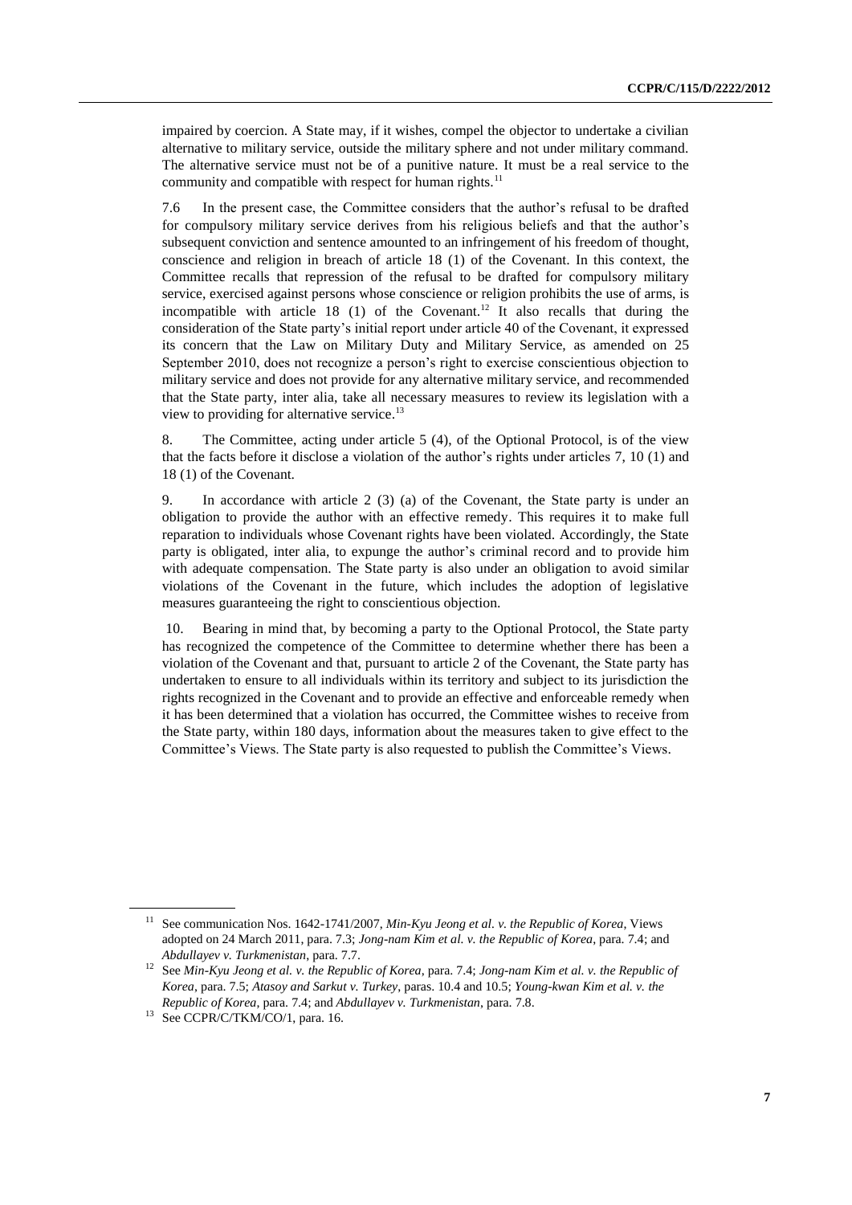impaired by coercion. A State may, if it wishes, compel the objector to undertake a civilian alternative to military service, outside the military sphere and not under military command. The alternative service must not be of a punitive nature. It must be a real service to the community and compatible with respect for human rights.[11]

7.6 In the present case, the Committee considers that the author's refusal to be drafted for compulsory military service derives from his religious beliefs and that the author's subsequent conviction and sentence amounted to an infringement of his freedom of thought, conscience and religion in breach of article 18 (1) of the Covenant. In this context, the Committee recalls that repression of the refusal to be drafted for compulsory military service, exercised against persons whose conscience or religion prohibits the use of arms, is incompatible with article 18 (1) of the Covenant.[12] It also recalls that during the consideration of the State party's initial report under article 40 of the Covenant, it expressed its concern that the Law on Military Duty and Military Service, as amended on 25 September 2010, does not recognize a person's right to exercise conscientious objection to military service and does not provide for any alternative military service, and recommended that the State party, inter alia, take all necessary measures to review its legislation with a view to providing for alternative service.[13]

8. The Committee, acting under article 5 (4), of the Optional Protocol, is of the view that the facts before it disclose a violation of the author's rights under articles 7, 10 (1) and 18 (1) of the Covenant.

9. In accordance with article 2 (3) (a) of the Covenant, the State party is under an obligation to provide the author with an effective remedy. This requires it to make full reparation to individuals whose Covenant rights have been violated. Accordingly, the State party is obligated, inter alia, to expunge the author's criminal record and to provide him with adequate compensation. The State party is also under an obligation to avoid similar violations of the Covenant in the future, which includes the adoption of legislative measures guaranteeing the right to conscientious objection.

10. Bearing in mind that, by becoming a party to the Optional Protocol, the State party has recognized the competence of the Committee to determine whether there has been a violation of the Covenant and that, pursuant to article 2 of the Covenant, the State party has undertaken to ensure to all individuals within its territory and subject to its jurisdiction the rights recognized in the Covenant and to provide an effective and enforceable remedy when it has been determined that a violation has occurred, the Committee wishes to receive from the State party, within 180 days, information about the measures taken to give effect to the Committee's Views. The State party is also requested to publish the Committee's Views.

---

[11] See communication Nos. 1642-1741/2007, *Min-Kyu Jeong et al. v. the Republic of Korea*, Views adopted on 24 March 2011, para. 7.3; *Jong-nam Kim et al. v. the Republic of Korea*, para. 7.4; and *Abdullayev v. Turkmenistan*, para. 7.7.

[12] See *Min-Kyu Jeong et al. v. the Republic of Korea*, para. 7.4; *Jong-nam Kim et al. v. the Republic of Korea*, para. 7.5; *Atasoy and Sarkut v. Turkey*, paras. 10.4 and 10.5; *Young-kwan Kim et al. v. the Republic of Korea*, para. 7.4; and *Abdullayev v. Turkmenistan*, para. 7.8.

[13] See CCPR/C/TKM/CO/1, para. 16.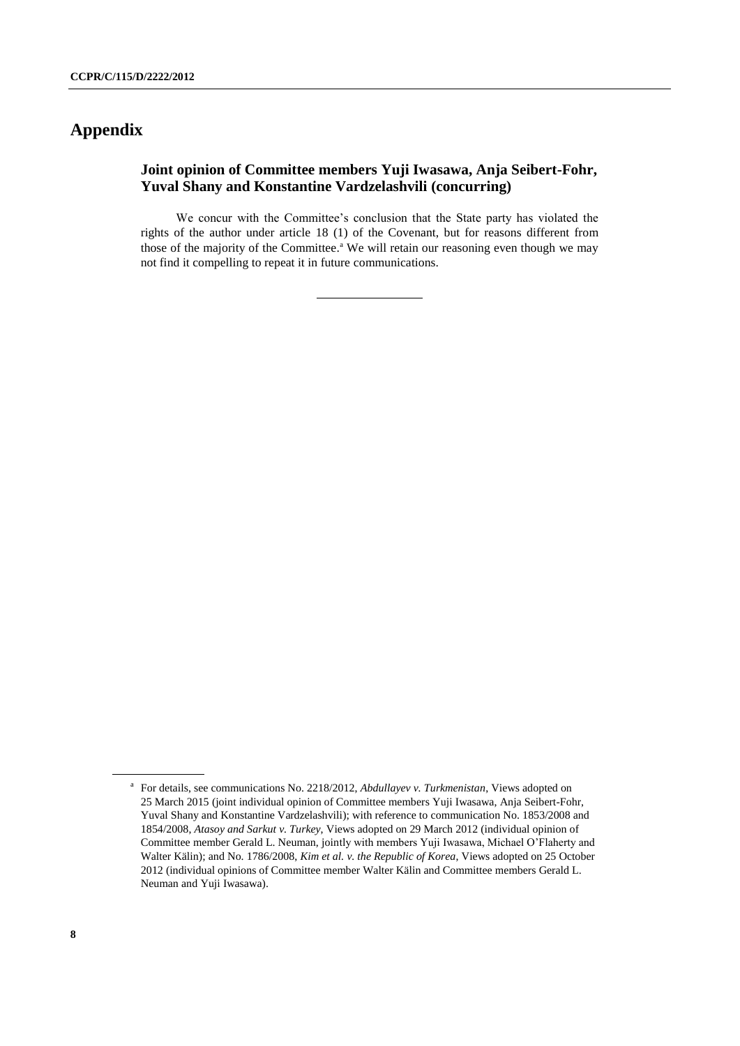# Appendix

### Joint opinion of Committee members Yuji Iwasawa, Anja Seibert-Fohr, Yuval Shany and Konstantine Vardzelashvili (concurring)

We concur with the Committee's conclusion that the State party has violated the rights of the author under article 18 (1) of the Covenant, but for reasons different from those of the majority of the Committee.[a] We will retain our reasoning even though we may not find it compelling to repeat it in future communications.

---

[a] For details, see communications No. 2218/2012, *Abdullayev v. Turkmenistan*, Views adopted on 25 March 2015 (joint individual opinion of Committee members Yuji Iwasawa, Anja Seibert-Fohr, Yuval Shany and Konstantine Vardzelashvili); with reference to communication No. 1853/2008 and 1854/2008, *Atasoy and Sarkut v. Turkey*, Views adopted on 29 March 2012 (individual opinion of Committee member Gerald L. Neuman, jointly with members Yuji Iwasawa, Michael O'Flaherty and Walter Kälin); and No. 1786/2008, *Kim et al. v. the Republic of Korea*, Views adopted on 25 October 2012 (individual opinions of Committee member Walter Kälin and Committee members Gerald L. Neuman and Yuji Iwasawa).